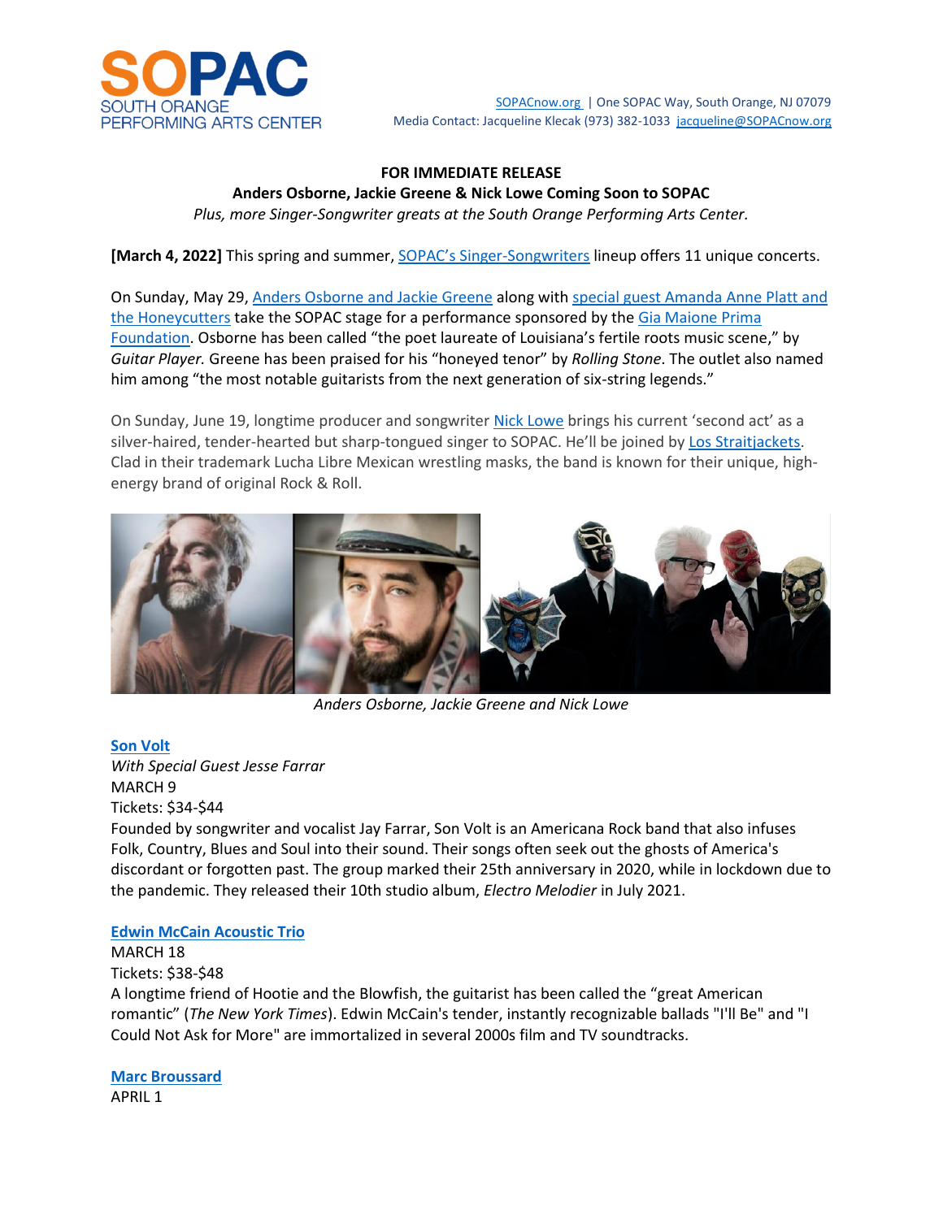SOPAC
SOUTH ORANGE
PERFORMING ARTS CENTER

SOPACnow.org | One SOPAC Way, South Orange, NJ 07079
Media Contact: Jacqueline Klecak (973) 382-1033 jacqueline@SOPACnow.org

**FOR IMMEDIATE RELEASE**

**Anders Osborne, Jackie Greene & Nick Lowe Coming Soon to SOPAC**

*Plus, more Singer-Songwriter greats at the South Orange Performing Arts Center.*

**[March 4, 2022]** This spring and summer, SOPAC's Singer-Songwriters lineup offers 11 unique concerts.

On Sunday, May 29, Anders Osborne and Jackie Greene along with special guest Amanda Anne Platt and the Honeycutters take the SOPAC stage for a performance sponsored by the Gia Maione Prima Foundation. Osborne has been called "the poet laureate of Louisiana's fertile roots music scene," by *Guitar Player.* Greene has been praised for his "honeyed tenor" by *Rolling Stone*. The outlet also named him among "the most notable guitarists from the next generation of six-string legends."

On Sunday, June 19, longtime producer and songwriter Nick Lowe brings his current 'second act' as a silver-haired, tender-hearted but sharp-tongued singer to SOPAC. He'll be joined by Los Straitjackets. Clad in their trademark Lucha Libre Mexican wrestling masks, the band is known for their unique, high-energy brand of original Rock & Roll.

*Anders Osborne, Jackie Greene and Nick Lowe*

**Son Volt**
*With Special Guest Jesse Farrar*
MARCH 9
Tickets: $34-$44
Founded by songwriter and vocalist Jay Farrar, Son Volt is an Americana Rock band that also infuses Folk, Country, Blues and Soul into their sound. Their songs often seek out the ghosts of America's discordant or forgotten past. The group marked their 25th anniversary in 2020, while in lockdown due to the pandemic. They released their 10th studio album, *Electro Melodier* in July 2021.

**Edwin McCain Acoustic Trio**
MARCH 18
Tickets: $38-$48
A longtime friend of Hootie and the Blowfish, the guitarist has been called the "great American romantic" (*The New York Times*). Edwin McCain's tender, instantly recognizable ballads "I'll Be" and "I Could Not Ask for More" are immortalized in several 2000s film and TV soundtracks.

**Marc Broussard**
APRIL 1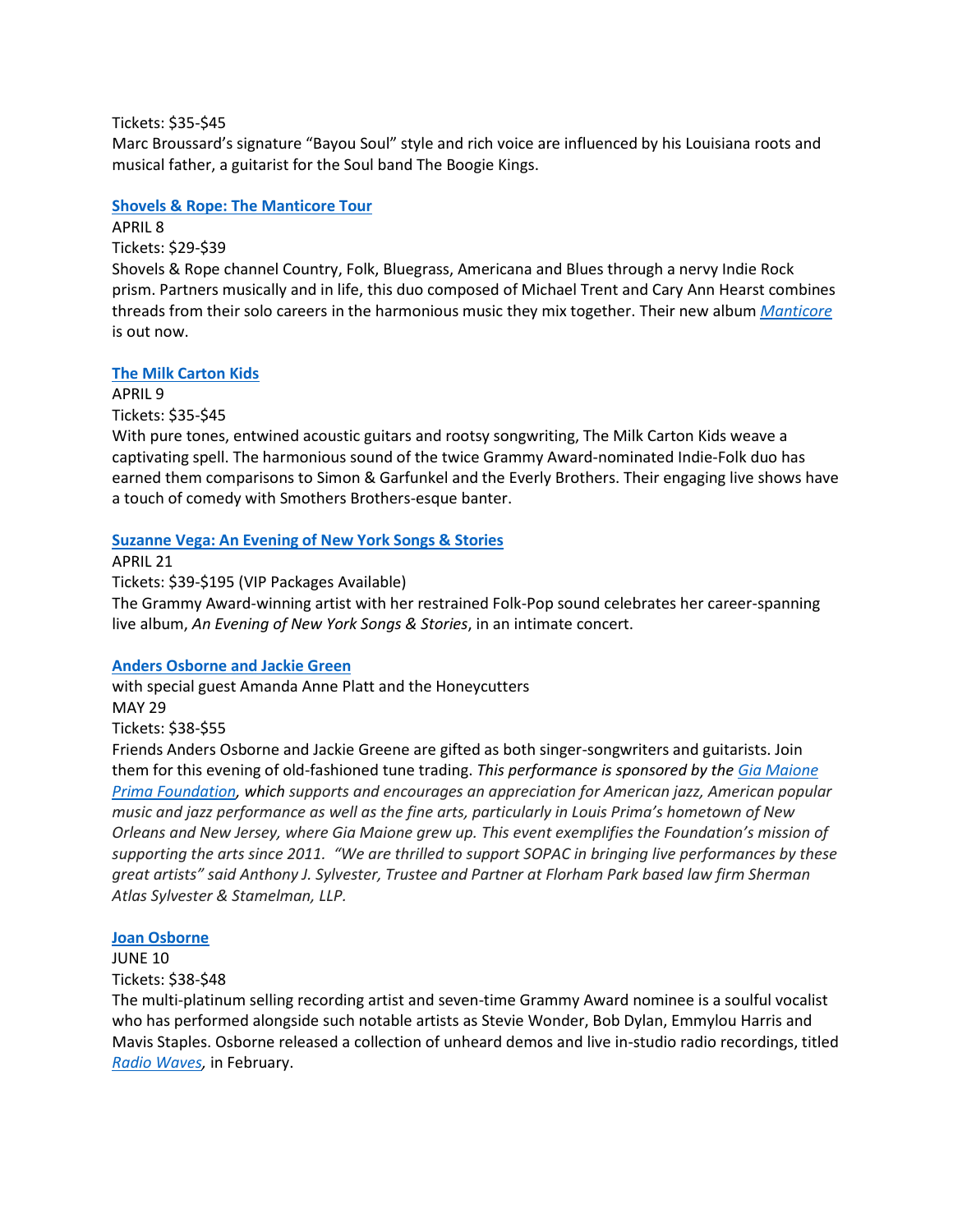Tickets: $35-$45

Marc Broussard's signature "Bayou Soul" style and rich voice are influenced by his Louisiana roots and musical father, a guitarist for the Soul band The Boogie Kings.

**Shovels & Rope: The Manticore Tour**

APRIL 8

Tickets: $29-$39

Shovels & Rope channel Country, Folk, Bluegrass, Americana and Blues through a nervy Indie Rock prism. Partners musically and in life, this duo composed of Michael Trent and Cary Ann Hearst combines threads from their solo careers in the harmonious music they mix together. Their new album *Manticore* is out now.

**The Milk Carton Kids**

APRIL 9

Tickets: $35-$45

With pure tones, entwined acoustic guitars and rootsy songwriting, The Milk Carton Kids weave a captivating spell. The harmonious sound of the twice Grammy Award-nominated Indie-Folk duo has earned them comparisons to Simon & Garfunkel and the Everly Brothers. Their engaging live shows have a touch of comedy with Smothers Brothers-esque banter.

**Suzanne Vega: An Evening of New York Songs & Stories**

APRIL 21

Tickets: $39-$195 (VIP Packages Available)

The Grammy Award-winning artist with her restrained Folk-Pop sound celebrates her career-spanning live album, *An Evening of New York Songs & Stories*, in an intimate concert.

**Anders Osborne and Jackie Green**

with special guest Amanda Anne Platt and the Honeycutters

MAY 29

Tickets: $38-$55

Friends Anders Osborne and Jackie Greene are gifted as both singer-songwriters and guitarists. Join them for this evening of old-fashioned tune trading. *This performance is sponsored by the Gia Maione Prima Foundation, which supports and encourages an appreciation for American jazz, American popular music and jazz performance as well as the fine arts, particularly in Louis Prima's hometown of New Orleans and New Jersey, where Gia Maione grew up. This event exemplifies the Foundation's mission of supporting the arts since 2011. "We are thrilled to support SOPAC in bringing live performances by these great artists" said Anthony J. Sylvester, Trustee and Partner at Florham Park based law firm Sherman Atlas Sylvester & Stamelman, LLP.*

**Joan Osborne**

JUNE 10

Tickets: $38-$48

The multi-platinum selling recording artist and seven-time Grammy Award nominee is a soulful vocalist who has performed alongside such notable artists as Stevie Wonder, Bob Dylan, Emmylou Harris and Mavis Staples. Osborne released a collection of unheard demos and live in-studio radio recordings, titled *Radio Waves*, in February.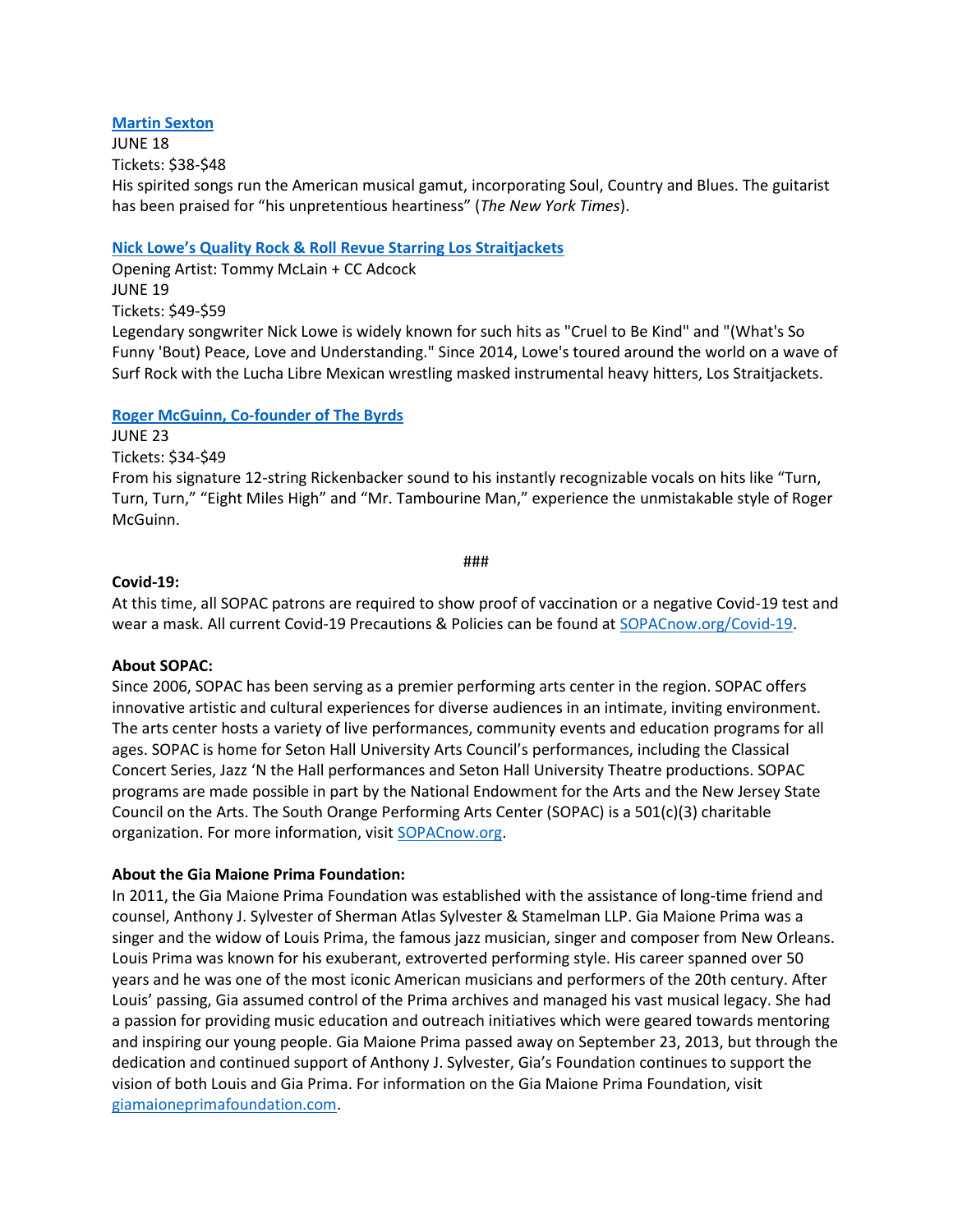**[Martin Sexton]**
JUNE 18
Tickets: $38-$48
His spirited songs run the American musical gamut, incorporating Soul, Country and Blues. The guitarist has been praised for "his unpretentious heartiness" (*The New York Times*).

**[Nick Lowe's Quality Rock & Roll Revue Starring Los Straitjackets]**
Opening Artist: Tommy McLain + CC Adcock
JUNE 19
Tickets: $49-$59
Legendary songwriter Nick Lowe is widely known for such hits as "Cruel to Be Kind" and "(What's So Funny 'Bout) Peace, Love and Understanding." Since 2014, Lowe's toured around the world on a wave of Surf Rock with the Lucha Libre Mexican wrestling masked instrumental heavy hitters, Los Straitjackets.

**[Roger McGuinn, Co-founder of The Byrds]**
JUNE 23
Tickets: $34-$49
From his signature 12-string Rickenbacker sound to his instantly recognizable vocals on hits like "Turn, Turn, Turn," "Eight Miles High" and "Mr. Tambourine Man," experience the unmistakable style of Roger McGuinn.

###

**Covid-19:**
At this time, all SOPAC patrons are required to show proof of vaccination or a negative Covid-19 test and wear a mask. All current Covid-19 Precautions & Policies can be found at SOPACnow.org/Covid-19.

**About SOPAC:**
Since 2006, SOPAC has been serving as a premier performing arts center in the region. SOPAC offers innovative artistic and cultural experiences for diverse audiences in an intimate, inviting environment. The arts center hosts a variety of live performances, community events and education programs for all ages. SOPAC is home for Seton Hall University Arts Council's performances, including the Classical Concert Series, Jazz 'N the Hall performances and Seton Hall University Theatre productions. SOPAC programs are made possible in part by the National Endowment for the Arts and the New Jersey State Council on the Arts. The South Orange Performing Arts Center (SOPAC) is a 501(c)(3) charitable organization. For more information, visit SOPACnow.org.

**About the Gia Maione Prima Foundation:**
In 2011, the Gia Maione Prima Foundation was established with the assistance of long-time friend and counsel, Anthony J. Sylvester of Sherman Atlas Sylvester & Stamelman LLP. Gia Maione Prima was a singer and the widow of Louis Prima, the famous jazz musician, singer and composer from New Orleans. Louis Prima was known for his exuberant, extroverted performing style. His career spanned over 50 years and he was one of the most iconic American musicians and performers of the 20th century. After Louis' passing, Gia assumed control of the Prima archives and managed his vast musical legacy. She had a passion for providing music education and outreach initiatives which were geared towards mentoring and inspiring our young people. Gia Maione Prima passed away on September 23, 2013, but through the dedication and continued support of Anthony J. Sylvester, Gia's Foundation continues to support the vision of both Louis and Gia Prima. For information on the Gia Maione Prima Foundation, visit giamaioneprimafoundation.com.